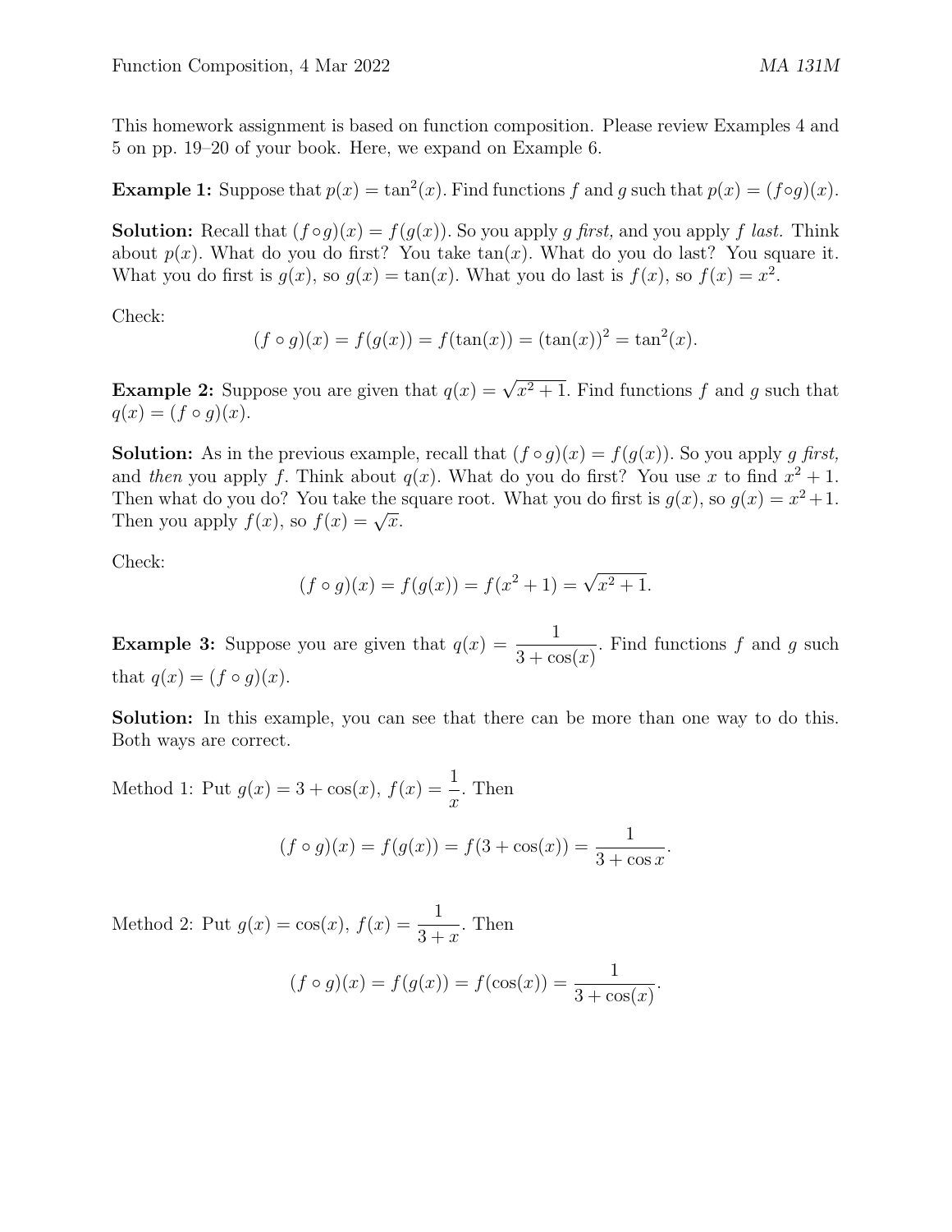This homework assignment is based on function composition. Please review Examples 4 and 5 on pp. 19–20 of your book. Here, we expand on Example 6.

**Example 1:** Suppose that $p(x) = \tan^2(x)$. Find functions $f$ and $g$ such that $p(x) = (f \circ g)(x)$.

**Solution:** Recall that $(f \circ g)(x) = f(g(x))$. So you apply $g$ *first,* and you apply $f$ *last.* Think about $p(x)$. What do you do first? You take $\tan(x)$. What do you do last? You square it. What you do first is $g(x)$, so $g(x) = \tan(x)$. What you do last is $f(x)$, so $f(x) = x^2$.

Check:

$$(f \circ g)(x) = f(g(x)) = f(\tan(x)) = (\tan(x))^2 = \tan^2(x).$$

**Example 2:** Suppose you are given that $q(x) = \sqrt{x^2 + 1}$. Find functions $f$ and $g$ such that $q(x) = (f \circ g)(x)$.

**Solution:** As in the previous example, recall that $(f \circ g)(x) = f(g(x))$. So you apply $g$ *first,* and *then* you apply $f$. Think about $q(x)$. What do you do first? You use $x$ to find $x^2 + 1$. Then what do you do? You take the square root. What you do first is $g(x)$, so $g(x) = x^2 + 1$. Then you apply $f(x)$, so $f(x) = \sqrt{x}$.

Check:

$$(f \circ g)(x) = f(g(x)) = f(x^2 + 1) = \sqrt{x^2 + 1}.$$

**Example 3:** Suppose you are given that $q(x) = \dfrac{1}{3 + \cos(x)}$. Find functions $f$ and $g$ such that $q(x) = (f \circ g)(x)$.

**Solution:** In this example, you can see that there can be more than one way to do this. Both ways are correct.

Method 1: Put $g(x) = 3 + \cos(x)$, $f(x) = \dfrac{1}{x}$. Then

$$(f \circ g)(x) = f(g(x)) = f(3 + \cos(x)) = \frac{1}{3 + \cos x}.$$

Method 2: Put $g(x) = \cos(x)$, $f(x) = \dfrac{1}{3 + x}$. Then

$$(f \circ g)(x) = f(g(x)) = f(\cos(x)) = \frac{1}{3 + \cos(x)}.$$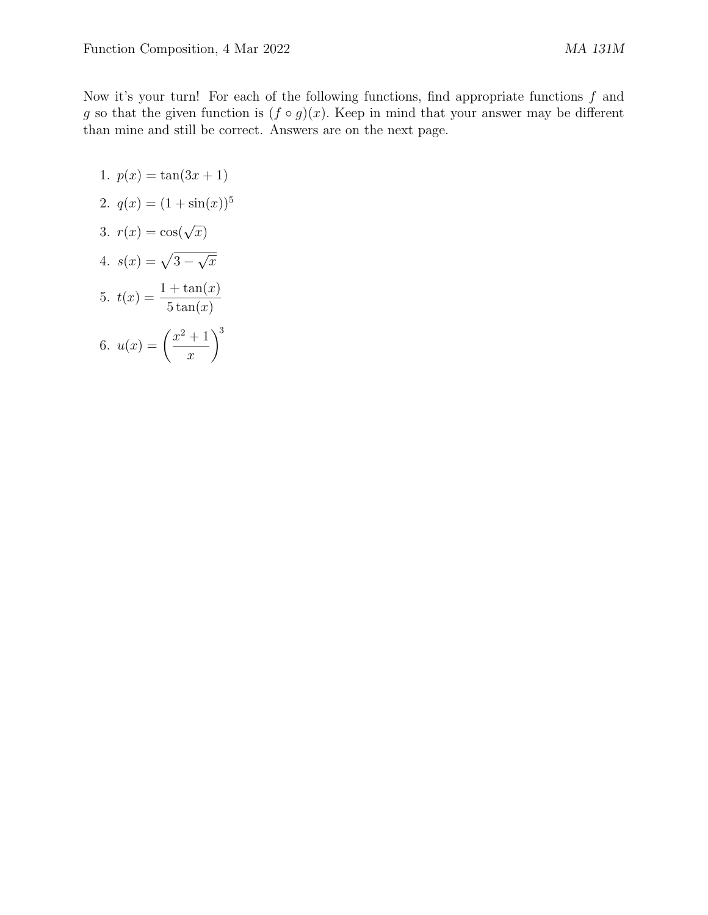Now it's your turn! For each of the following functions, find appropriate functions $f$ and $g$ so that the given function is $(f \circ g)(x)$. Keep in mind that your answer may be different than mine and still be correct. Answers are on the next page.

1. $p(x) = \tan(3x + 1)$
2. $q(x) = (1 + \sin(x))^5$
3. $r(x) = \cos(\sqrt{x})$
4. $s(x) = \sqrt{3 - \sqrt{x}}$
5. $t(x) = \dfrac{1 + \tan(x)}{5\tan(x)}$
6. $u(x) = \left(\dfrac{x^2 + 1}{x}\right)^3$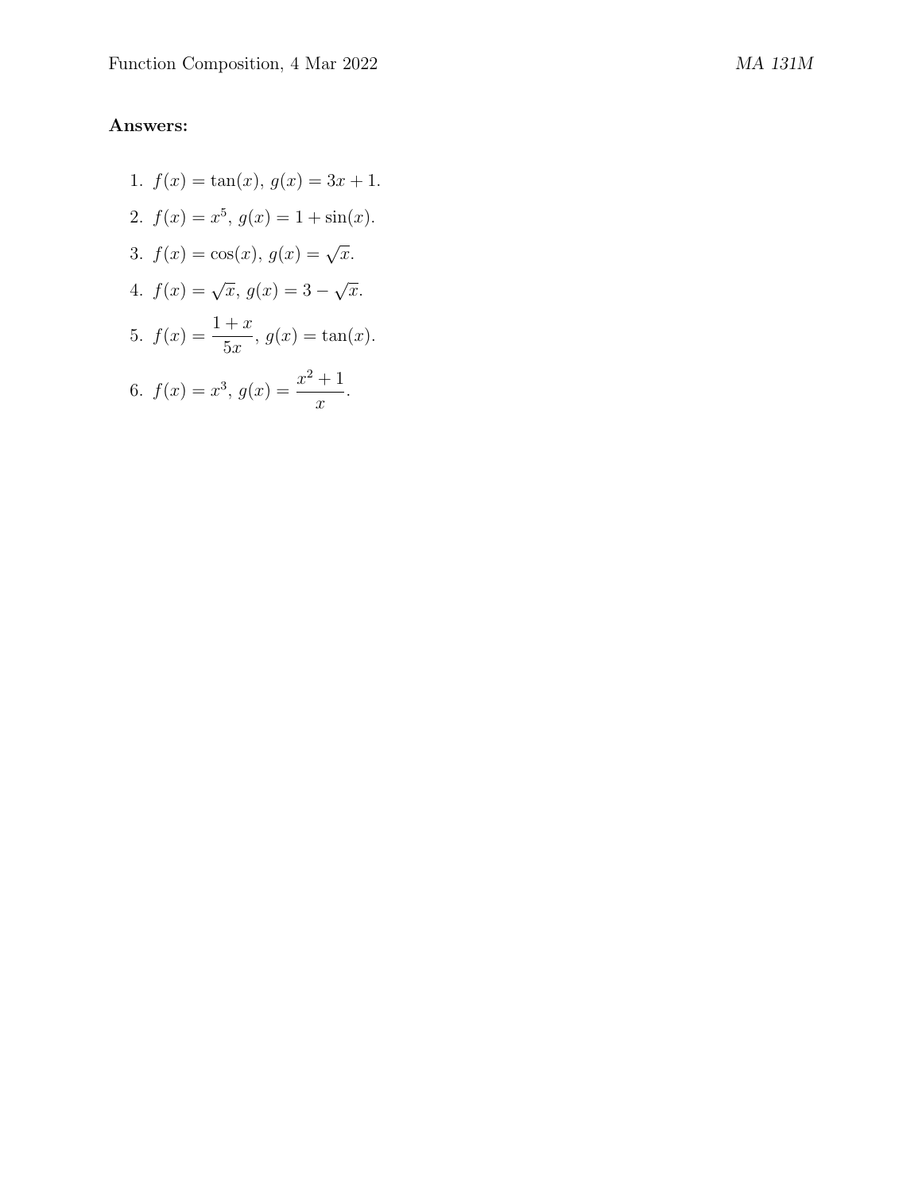**Answers:**

1. $f(x) = \tan(x)$, $g(x) = 3x + 1$.
2. $f(x) = x^5$, $g(x) = 1 + \sin(x)$.
3. $f(x) = \cos(x)$, $g(x) = \sqrt{x}$.
4. $f(x) = \sqrt{x}$, $g(x) = 3 - \sqrt{x}$.
5. $f(x) = \dfrac{1 + x}{5x}$, $g(x) = \tan(x)$.
6. $f(x) = x^3$, $g(x) = \dfrac{x^2 + 1}{x}$.